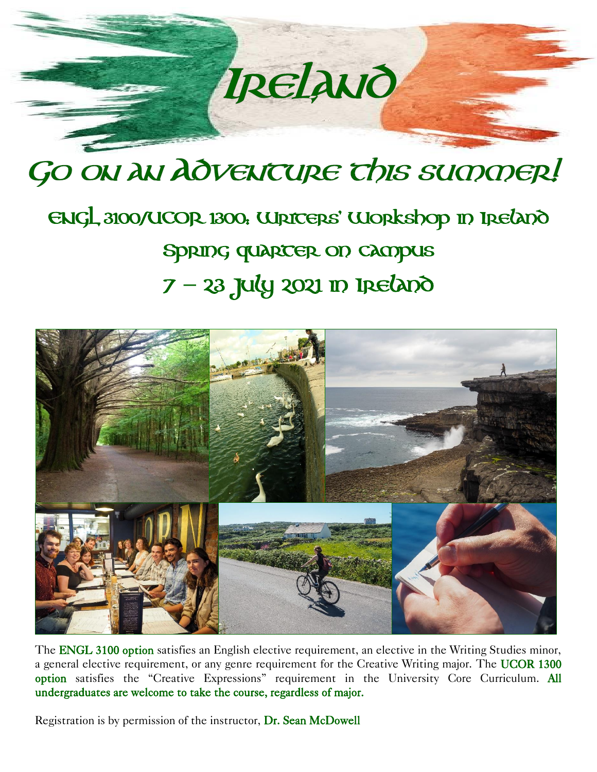# Ireland

## Go on an Adventure this summer!

### ENGL 3100/UCOR 1300: Writers' Workshop in Ireland

### Spring quarter on campus

### 7 – 23 July 2021 in Ireland

The **ENGL 3100 option** satisfies an English elective requirement, an elective in the Writing Studies minor, a general elective requirement, or any genre requirement for the Creative Writing major. The **UCOR 1300 option** satisfies the "Creative Expressions" requirement in the University Core Curriculum. **All undergraduates are welcome to take the course, regardless of major.**

Registration is by permission of the instructor, **Dr. Sean McDowell**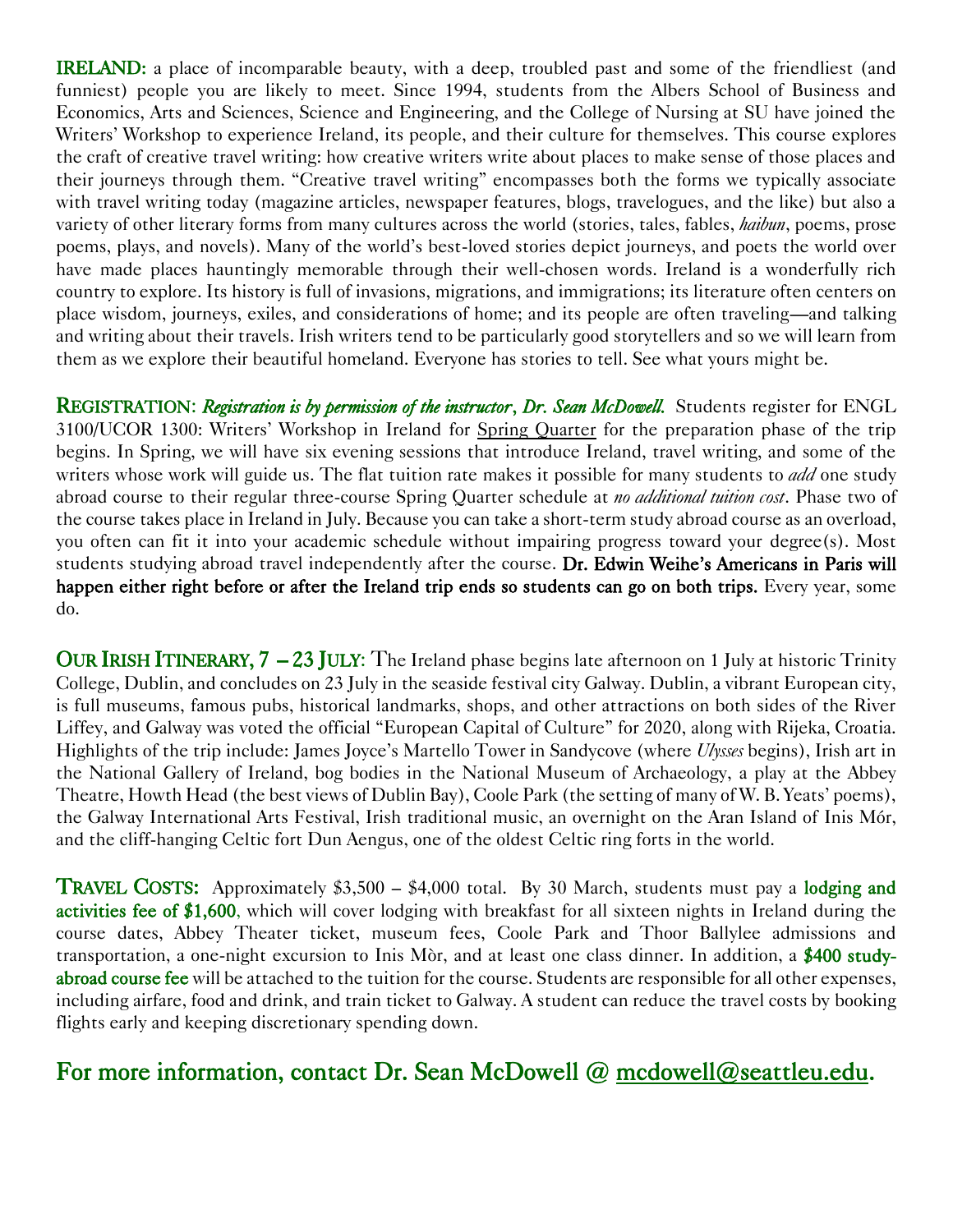**IRELAND:** a place of incomparable beauty, with a deep, troubled past and some of the friendliest (and funniest) people you are likely to meet. Since 1994, students from the Albers School of Business and Economics, Arts and Sciences, Science and Engineering, and the College of Nursing at SU have joined the Writers' Workshop to experience Ireland, its people, and their culture for themselves. This course explores the craft of creative travel writing: how creative writers write about places to make sense of those places and their journeys through them. "Creative travel writing" encompasses both the forms we typically associate with travel writing today (magazine articles, newspaper features, blogs, travelogues, and the like) but also a variety of other literary forms from many cultures across the world (stories, tales, fables, *haibun*, poems, prose poems, plays, and novels). Many of the world's best-loved stories depict journeys, and poets the world over have made places hauntingly memorable through their well-chosen words. Ireland is a wonderfully rich country to explore. Its history is full of invasions, migrations, and immigrations; its literature often centers on place wisdom, journeys, exiles, and considerations of home; and its people are often traveling—and talking and writing about their travels. Irish writers tend to be particularly good storytellers and so we will learn from them as we explore their beautiful homeland. Everyone has stories to tell. See what yours might be.

**REGISTRATION:** ***Registration is by permission of the instructor*, *Dr. Sean McDowell.*** Students register for ENGL 3100/UCOR 1300: Writers' Workshop in Ireland for Spring Quarter for the preparation phase of the trip begins. In Spring, we will have six evening sessions that introduce Ireland, travel writing, and some of the writers whose work will guide us. The flat tuition rate makes it possible for many students to *add* one study abroad course to their regular three-course Spring Quarter schedule at *no additional tuition cost*. Phase two of the course takes place in Ireland in July. Because you can take a short-term study abroad course as an overload, you often can fit it into your academic schedule without impairing progress toward your degree(s). Most students studying abroad travel independently after the course. **Dr. Edwin Weihe's Americans in Paris will happen either right before or after the Ireland trip ends so students can go on both trips.** Every year, some do.

**OUR IRISH ITINERARY, 7 – 23 JULY:** The Ireland phase begins late afternoon on 1 July at historic Trinity College, Dublin, and concludes on 23 July in the seaside festival city Galway. Dublin, a vibrant European city, is full museums, famous pubs, historical landmarks, shops, and other attractions on both sides of the River Liffey, and Galway was voted the official "European Capital of Culture" for 2020, along with Rijeka, Croatia. Highlights of the trip include: James Joyce's Martello Tower in Sandycove (where *Ulysses* begins), Irish art in the National Gallery of Ireland, bog bodies in the National Museum of Archaeology, a play at the Abbey Theatre, Howth Head (the best views of Dublin Bay), Coole Park (the setting of many of W. B. Yeats' poems), the Galway International Arts Festival, Irish traditional music, an overnight on the Aran Island of Inis Mór, and the cliff-hanging Celtic fort Dun Aengus, one of the oldest Celtic ring forts in the world.

**TRAVEL COSTS:** Approximately \$3,500 – \$4,000 total. By 30 March, students must pay a **lodging and activities fee of \$1,600**, which will cover lodging with breakfast for all sixteen nights in Ireland during the course dates, Abbey Theater ticket, museum fees, Coole Park and Thoor Ballylee admissions and transportation, a one-night excursion to Inis Mòr, and at least one class dinner. In addition, a **\$400 study-abroad course fee** will be attached to the tuition for the course. Students are responsible for all other expenses, including airfare, food and drink, and train ticket to Galway. A student can reduce the travel costs by booking flights early and keeping discretionary spending down.

## For more information, contact Dr. Sean McDowell @ mcdowell@seattleu.edu.